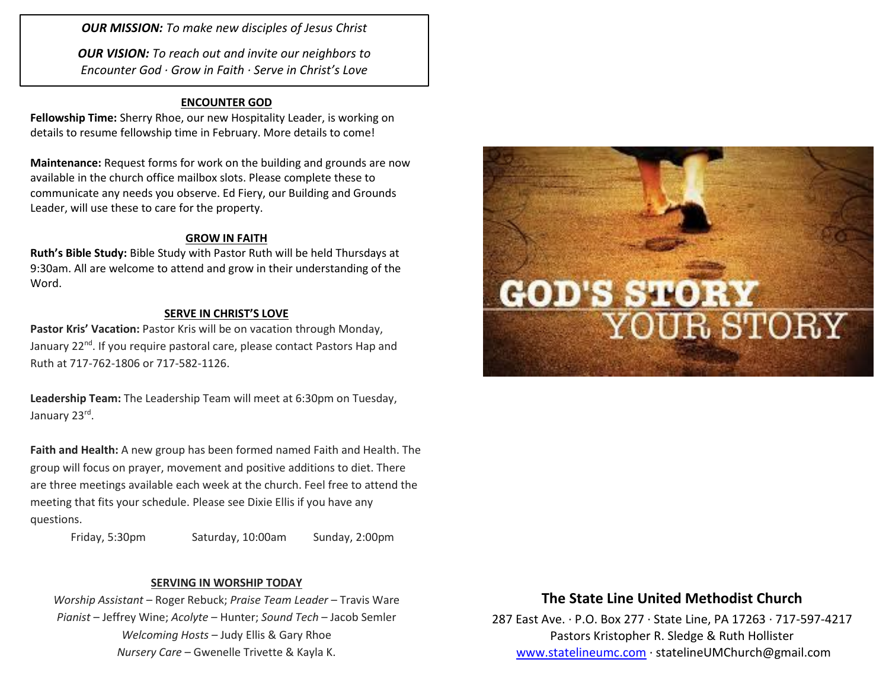***OUR MISSION:*** *To make new disciples of Jesus Christ*

***OUR VISION:*** *To reach out and invite our neighbors to Encounter God · Grow in Faith · Serve in Christ's Love*

## ENCOUNTER GOD

**Fellowship Time:** Sherry Rhoe, our new Hospitality Leader, is working on details to resume fellowship time in February. More details to come!

**Maintenance:** Request forms for work on the building and grounds are now available in the church office mailbox slots. Please complete these to communicate any needs you observe. Ed Fiery, our Building and Grounds Leader, will use these to care for the property.

## GROW IN FAITH

**Ruth's Bible Study:** Bible Study with Pastor Ruth will be held Thursdays at 9:30am. All are welcome to attend and grow in their understanding of the Word.

## SERVE IN CHRIST'S LOVE

**Pastor Kris' Vacation:** Pastor Kris will be on vacation through Monday, January 22nd. If you require pastoral care, please contact Pastors Hap and Ruth at 717-762-1806 or 717-582-1126.

**Leadership Team:** The Leadership Team will meet at 6:30pm on Tuesday, January 23rd.

**Faith and Health:** A new group has been formed named Faith and Health. The group will focus on prayer, movement and positive additions to diet. There are three meetings available each week at the church. Feel free to attend the meeting that fits your schedule. Please see Dixie Ellis if you have any questions.

Friday, 5:30pm Saturday, 10:00am Sunday, 2:00pm

## SERVING IN WORSHIP TODAY

*Worship Assistant* – Roger Rebuck; *Praise Team Leader* – Travis Ware
*Pianist* – Jeffrey Wine; *Acolyte* – Hunter; *Sound Tech* – Jacob Semler
*Welcoming Hosts* – Judy Ellis & Gary Rhoe
*Nursery Care* – Gwenelle Trivette & Kayla K.

GOD'S STORY YOUR STORY

## The State Line United Methodist Church

287 East Ave. · P.O. Box 277 · State Line, PA 17263 · 717-597-4217
Pastors Kristopher R. Sledge & Ruth Hollister
www.statelineumc.com · statelineUMChurch@gmail.com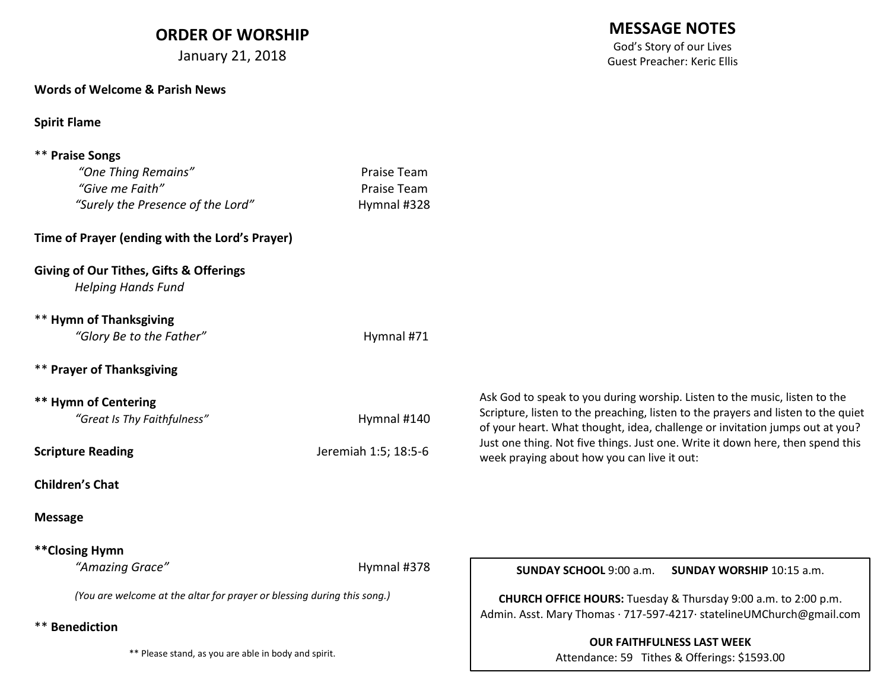## ORDER OF WORSHIP

January 21, 2018

**Words of Welcome & Parish News**

**Spirit Flame**

** **Praise Songs**

| | |
|---|---|
| *"One Thing Remains"* | Praise Team |
| *"Give me Faith"* | Praise Team |
| *"Surely the Presence of the Lord"* | Hymnal #328 |

**Time of Prayer (ending with the Lord's Prayer)**

**Giving of Our Tithes, Gifts & Offerings**

*Helping Hands Fund*

** **Hymn of Thanksgiving**

*"Glory Be to the Father"* Hymnal #71

** **Prayer of Thanksgiving**

**** Hymn of Centering**

*"Great Is Thy Faithfulness"* Hymnal #140

**Scripture Reading** Jeremiah 1:5; 18:5-6

**Children's Chat**

**Message**

****Closing Hymn**

*"Amazing Grace"* Hymnal #378

*(You are welcome at the altar for prayer or blessing during this song.)*

** **Benediction**

** Please stand, as you are able in body and spirit.

## MESSAGE NOTES

God's Story of our Lives

Guest Preacher: Keric Ellis

Ask God to speak to you during worship. Listen to the music, listen to the Scripture, listen to the preaching, listen to the prayers and listen to the quiet of your heart. What thought, idea, challenge or invitation jumps out at you? Just one thing. Not five things. Just one. Write it down here, then spend this week praying about how you can live it out:

**SUNDAY SCHOOL** 9:00 a.m. **SUNDAY WORSHIP** 10:15 a.m.

**CHURCH OFFICE HOURS:** Tuesday & Thursday 9:00 a.m. to 2:00 p.m.
Admin. Asst. Mary Thomas · 717-597-4217· statelineUMChurch@gmail.com

**OUR FAITHFULNESS LAST WEEK**

Attendance: 59 Tithes & Offerings: $1593.00